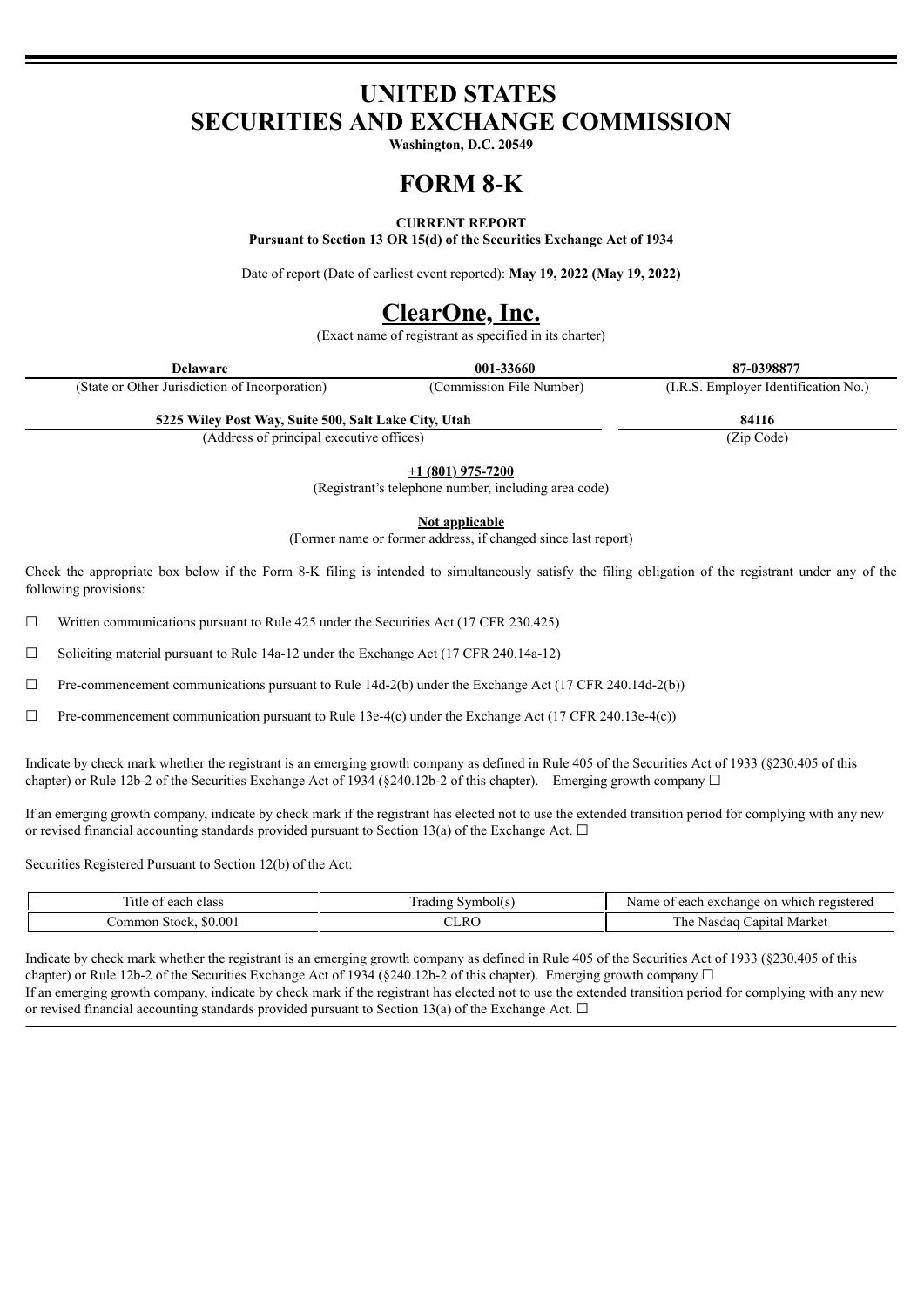# UNITED STATES
# SECURITIES AND EXCHANGE COMMISSION

**Washington, D.C. 20549**

# FORM 8-K

**CURRENT REPORT**

**Pursuant to Section 13 OR 15(d) of the Securities Exchange Act of 1934**

Date of report (Date of earliest event reported): **May 19, 2022 (May 19, 2022)**

# ClearOne, Inc.

(Exact name of registrant as specified in its charter)

| **Delaware** | **001-33660** | **87-0398877** |
|---|---|---|
| (State or Other Jurisdiction of Incorporation) | (Commission File Number) | (I.R.S. Employer Identification No.) |

| **5225 Wiley Post Way, Suite 500, Salt Lake City, Utah** | **84116** |
|---|---|
| (Address of principal executive offices) | (Zip Code) |

**+1 (801) 975-7200**

(Registrant's telephone number, including area code)

**Not applicable**

(Former name or former address, if changed since last report)

Check the appropriate box below if the Form 8-K filing is intended to simultaneously satisfy the filing obligation of the registrant under any of the following provisions:

☐ Written communications pursuant to Rule 425 under the Securities Act (17 CFR 230.425)

☐ Soliciting material pursuant to Rule 14a-12 under the Exchange Act (17 CFR 240.14a-12)

☐ Pre-commencement communications pursuant to Rule 14d-2(b) under the Exchange Act (17 CFR 240.14d-2(b))

☐ Pre-commencement communication pursuant to Rule 13e-4(c) under the Exchange Act (17 CFR 240.13e-4(c))

Indicate by check mark whether the registrant is an emerging growth company as defined in Rule 405 of the Securities Act of 1933 (§230.405 of this chapter) or Rule 12b-2 of the Securities Exchange Act of 1934 (§240.12b-2 of this chapter). Emerging growth company ☐

If an emerging growth company, indicate by check mark if the registrant has elected not to use the extended transition period for complying with any new or revised financial accounting standards provided pursuant to Section 13(a) of the Exchange Act. ☐

Securities Registered Pursuant to Section 12(b) of the Act:

| Title of each class | Trading Symbol(s) | Name of each exchange on which registered |
|---|---|---|
| Common Stock, $0.001 | CLRO | The Nasdaq Capital Market |

Indicate by check mark whether the registrant is an emerging growth company as defined in Rule 405 of the Securities Act of 1933 (§230.405 of this chapter) or Rule 12b-2 of the Securities Exchange Act of 1934 (§240.12b-2 of this chapter). Emerging growth company ☐

If an emerging growth company, indicate by check mark if the registrant has elected not to use the extended transition period for complying with any new or revised financial accounting standards provided pursuant to Section 13(a) of the Exchange Act. ☐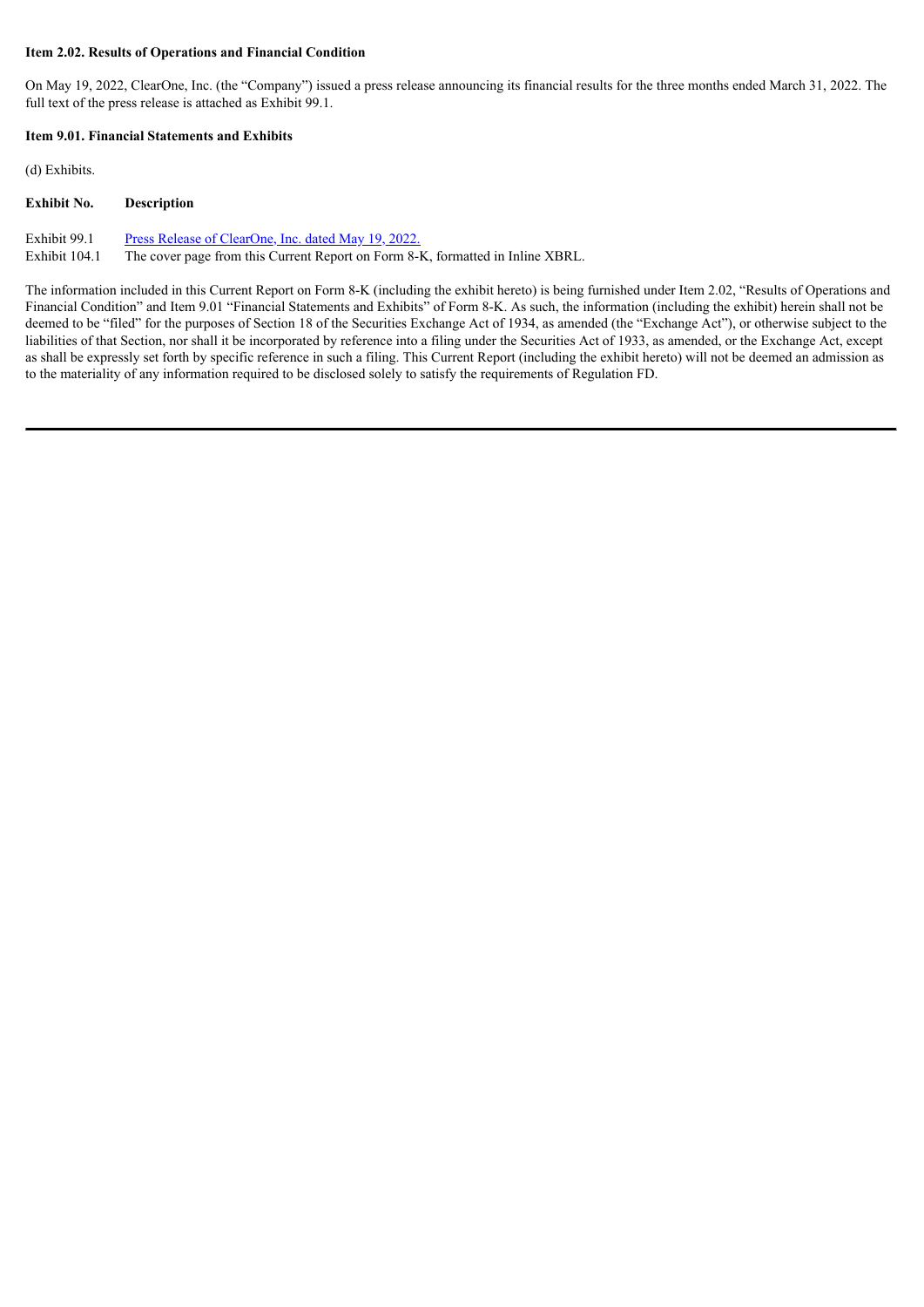**Item 2.02. Results of Operations and Financial Condition**

On May 19, 2022, ClearOne, Inc. (the "Company") issued a press release announcing its financial results for the three months ended March 31, 2022. The full text of the press release is attached as Exhibit 99.1.

**Item 9.01. Financial Statements and Exhibits**

(d) Exhibits.

| Exhibit No. | Description |
|---|---|
| Exhibit 99.1 | Press Release of ClearOne, Inc. dated May 19, 2022. |
| Exhibit 104.1 | The cover page from this Current Report on Form 8-K, formatted in Inline XBRL. |

The information included in this Current Report on Form 8-K (including the exhibit hereto) is being furnished under Item 2.02, "Results of Operations and Financial Condition" and Item 9.01 "Financial Statements and Exhibits" of Form 8-K. As such, the information (including the exhibit) herein shall not be deemed to be "filed" for the purposes of Section 18 of the Securities Exchange Act of 1934, as amended (the "Exchange Act"), or otherwise subject to the liabilities of that Section, nor shall it be incorporated by reference into a filing under the Securities Act of 1933, as amended, or the Exchange Act, except as shall be expressly set forth by specific reference in such a filing. This Current Report (including the exhibit hereto) will not be deemed an admission as to the materiality of any information required to be disclosed solely to satisfy the requirements of Regulation FD.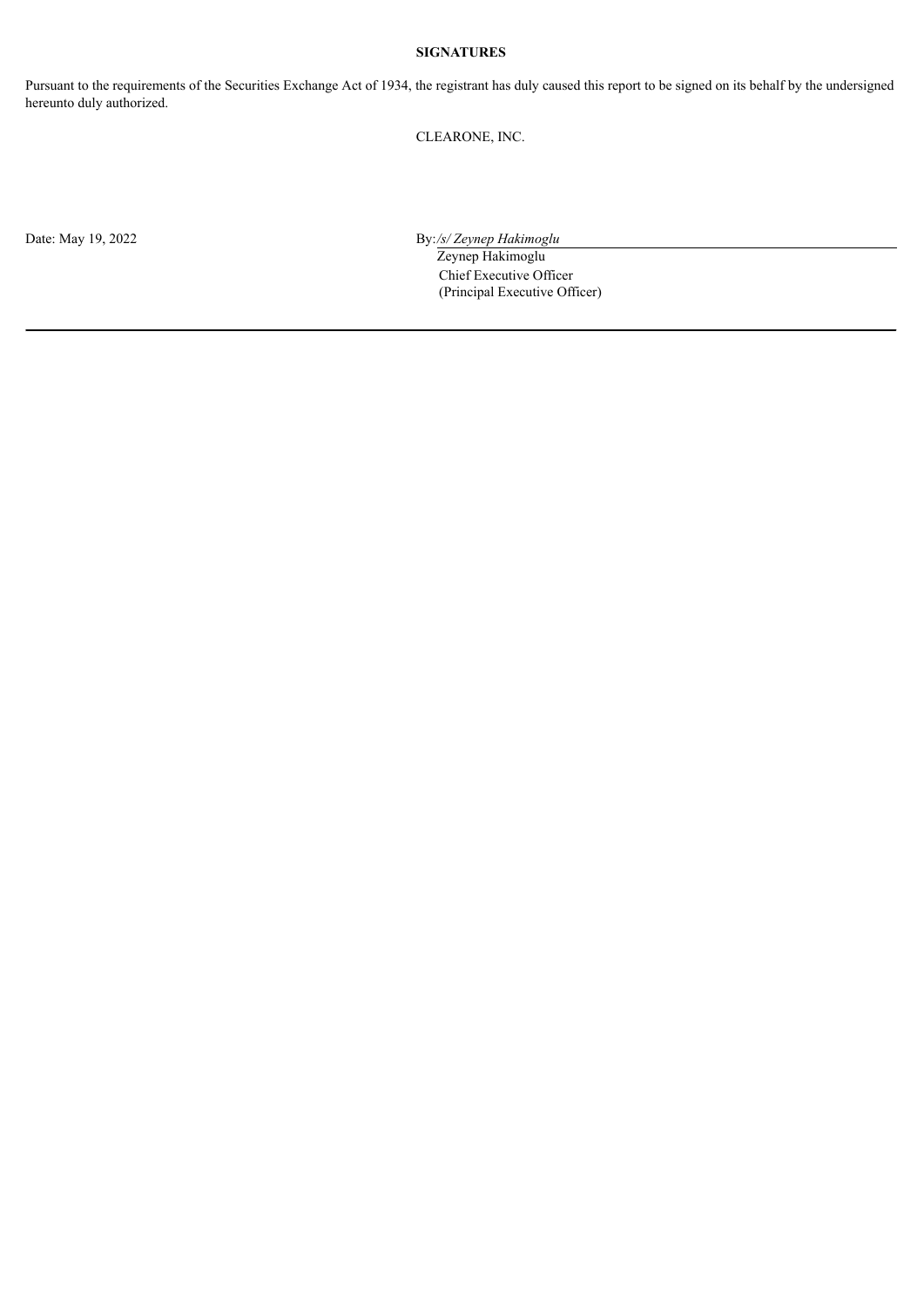**SIGNATURES**

Pursuant to the requirements of the Securities Exchange Act of 1934, the registrant has duly caused this report to be signed on its behalf by the undersigned hereunto duly authorized.

CLEARONE, INC.

Date: May 19, 2022

By: */s/ Zeynep Hakimoglu*

Zeynep Hakimoglu

Chief Executive Officer

(Principal Executive Officer)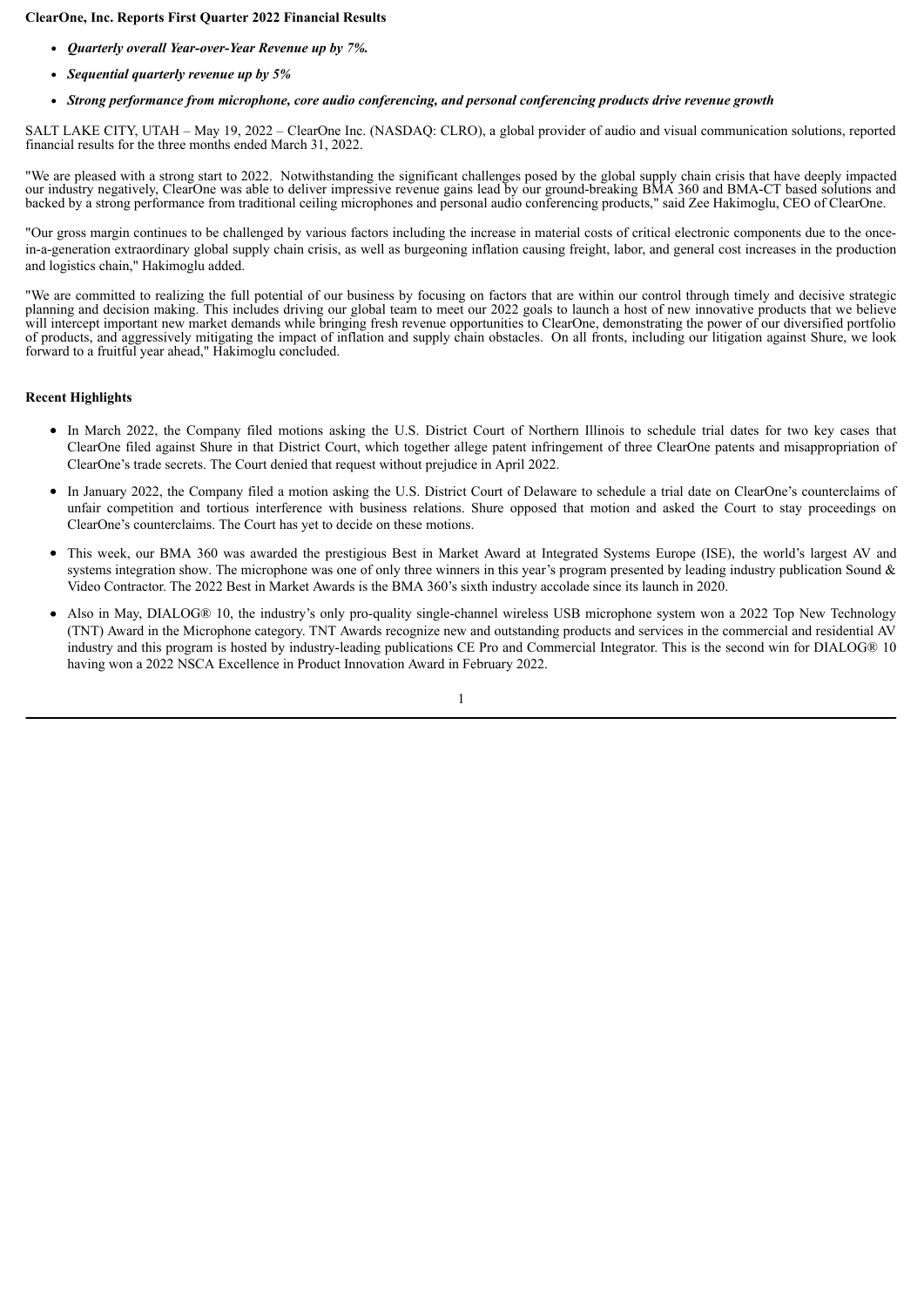**ClearOne, Inc. Reports First Quarter 2022 Financial Results**

- ***Quarterly overall Year-over-Year Revenue up by 7%.***
- ***Sequential quarterly revenue up by 5%***
- ***Strong performance from microphone, core audio conferencing, and personal conferencing products drive revenue growth***

SALT LAKE CITY, UTAH – May 19, 2022 – ClearOne Inc. (NASDAQ: CLRO), a global provider of audio and visual communication solutions, reported financial results for the three months ended March 31, 2022.

"We are pleased with a strong start to 2022. Notwithstanding the significant challenges posed by the global supply chain crisis that have deeply impacted our industry negatively, ClearOne was able to deliver impressive revenue gains lead by our ground-breaking BMA 360 and BMA-CT based solutions and backed by a strong performance from traditional ceiling microphones and personal audio conferencing products," said Zee Hakimoglu, CEO of ClearOne.

"Our gross margin continues to be challenged by various factors including the increase in material costs of critical electronic components due to the once-in-a-generation extraordinary global supply chain crisis, as well as burgeoning inflation causing freight, labor, and general cost increases in the production and logistics chain," Hakimoglu added.

"We are committed to realizing the full potential of our business by focusing on factors that are within our control through timely and decisive strategic planning and decision making. This includes driving our global team to meet our 2022 goals to launch a host of new innovative products that we believe will intercept important new market demands while bringing fresh revenue opportunities to ClearOne, demonstrating the power of our diversified portfolio of products, and aggressively mitigating the impact of inflation and supply chain obstacles. On all fronts, including our litigation against Shure, we look forward to a fruitful year ahead," Hakimoglu concluded.

**Recent Highlights**

- In March 2022, the Company filed motions asking the U.S. District Court of Northern Illinois to schedule trial dates for two key cases that ClearOne filed against Shure in that District Court, which together allege patent infringement of three ClearOne patents and misappropriation of ClearOne's trade secrets. The Court denied that request without prejudice in April 2022.
- In January 2022, the Company filed a motion asking the U.S. District Court of Delaware to schedule a trial date on ClearOne's counterclaims of unfair competition and tortious interference with business relations. Shure opposed that motion and asked the Court to stay proceedings on ClearOne's counterclaims. The Court has yet to decide on these motions.
- This week, our BMA 360 was awarded the prestigious Best in Market Award at Integrated Systems Europe (ISE), the world's largest AV and systems integration show. The microphone was one of only three winners in this year's program presented by leading industry publication Sound & Video Contractor. The 2022 Best in Market Awards is the BMA 360's sixth industry accolade since its launch in 2020.
- Also in May, DIALOG® 10, the industry's only pro-quality single-channel wireless USB microphone system won a 2022 Top New Technology (TNT) Award in the Microphone category. TNT Awards recognize new and outstanding products and services in the commercial and residential AV industry and this program is hosted by industry-leading publications CE Pro and Commercial Integrator. This is the second win for DIALOG® 10 having won a 2022 NSCA Excellence in Product Innovation Award in February 2022.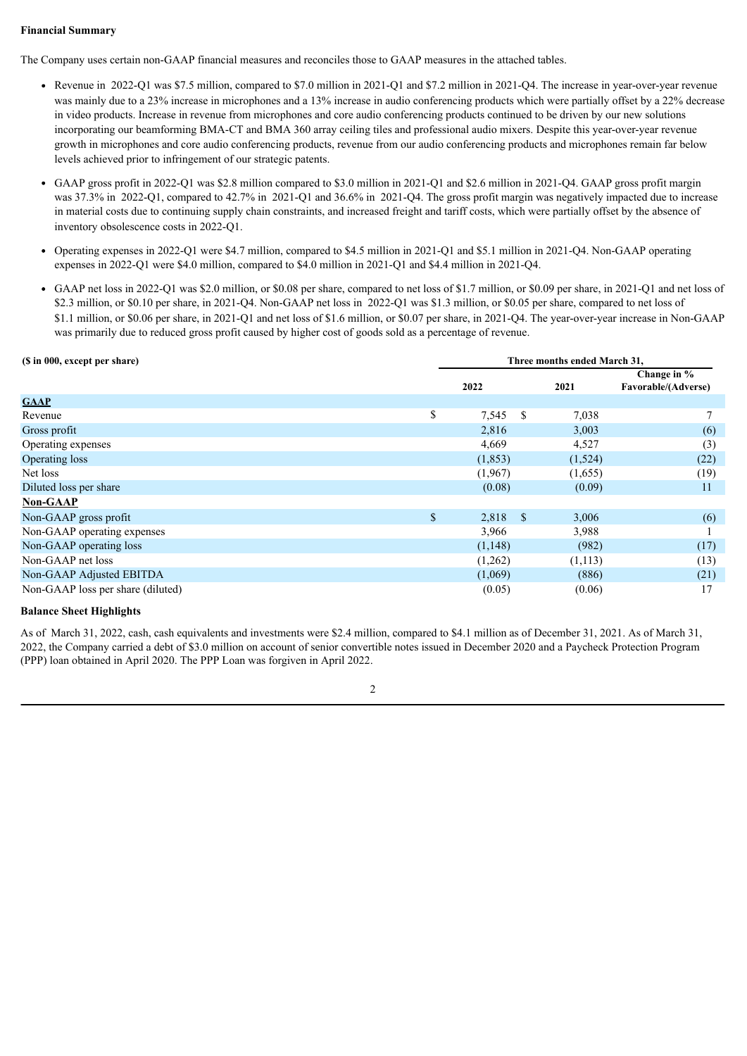**Financial Summary**

The Company uses certain non-GAAP financial measures and reconciles those to GAAP measures in the attached tables.

- Revenue in 2022-Q1 was $7.5 million, compared to $7.0 million in 2021-Q1 and $7.2 million in 2021-Q4. The increase in year-over-year revenue was mainly due to a 23% increase in microphones and a 13% increase in audio conferencing products which were partially offset by a 22% decrease in video products. Increase in revenue from microphones and core audio conferencing products continued to be driven by our new solutions incorporating our beamforming BMA-CT and BMA 360 array ceiling tiles and professional audio mixers. Despite this year-over-year revenue growth in microphones and core audio conferencing products, revenue from our audio conferencing products and microphones remain far below levels achieved prior to infringement of our strategic patents.

- GAAP gross profit in 2022-Q1 was $2.8 million compared to $3.0 million in 2021-Q1 and $2.6 million in 2021-Q4. GAAP gross profit margin was 37.3% in 2022-Q1, compared to 42.7% in 2021-Q1 and 36.6% in 2021-Q4. The gross profit margin was negatively impacted due to increase in material costs due to continuing supply chain constraints, and increased freight and tariff costs, which were partially offset by the absence of inventory obsolescence costs in 2022-Q1.

- Operating expenses in 2022-Q1 were $4.7 million, compared to $4.5 million in 2021-Q1 and $5.1 million in 2021-Q4. Non-GAAP operating expenses in 2022-Q1 were $4.0 million, compared to $4.0 million in 2021-Q1 and $4.4 million in 2021-Q4.

- GAAP net loss in 2022-Q1 was $2.0 million, or $0.08 per share, compared to net loss of $1.7 million, or $0.09 per share, in 2021-Q1 and net loss of $2.3 million, or $0.10 per share, in 2021-Q4. Non-GAAP net loss in 2022-Q1 was $1.3 million, or $0.05 per share, compared to net loss of $1.1 million, or $0.06 per share, in 2021-Q1 and net loss of $1.6 million, or $0.07 per share, in 2021-Q4. The year-over-year increase in Non-GAAP was primarily due to reduced gross profit caused by higher cost of goods sold as a percentage of revenue.

| ($ in 000, except per share) | Three months ended March 31, | | |
|---|---|---|---|
| | 2022 | 2021 | Change in % Favorable/(Adverse) |
| **GAAP** | | | |
| Revenue | $ 7,545 | $ 7,038 | 7 |
| Gross profit | 2,816 | 3,003 | (6) |
| Operating expenses | 4,669 | 4,527 | (3) |
| Operating loss | (1,853) | (1,524) | (22) |
| Net loss | (1,967) | (1,655) | (19) |
| Diluted loss per share | (0.08) | (0.09) | 11 |
| **Non-GAAP** | | | |
| Non-GAAP gross profit | $ 2,818 | $ 3,006 | (6) |
| Non-GAAP operating expenses | 3,966 | 3,988 | 1 |
| Non-GAAP operating loss | (1,148) | (982) | (17) |
| Non-GAAP net loss | (1,262) | (1,113) | (13) |
| Non-GAAP Adjusted EBITDA | (1,069) | (886) | (21) |
| Non-GAAP loss per share (diluted) | (0.05) | (0.06) | 17 |

**Balance Sheet Highlights**

As of March 31, 2022, cash, cash equivalents and investments were $2.4 million, compared to $4.1 million as of December 31, 2021. As of March 31, 2022, the Company carried a debt of $3.0 million on account of senior convertible notes issued in December 2020 and a Paycheck Protection Program (PPP) loan obtained in April 2020. The PPP Loan was forgiven in April 2022.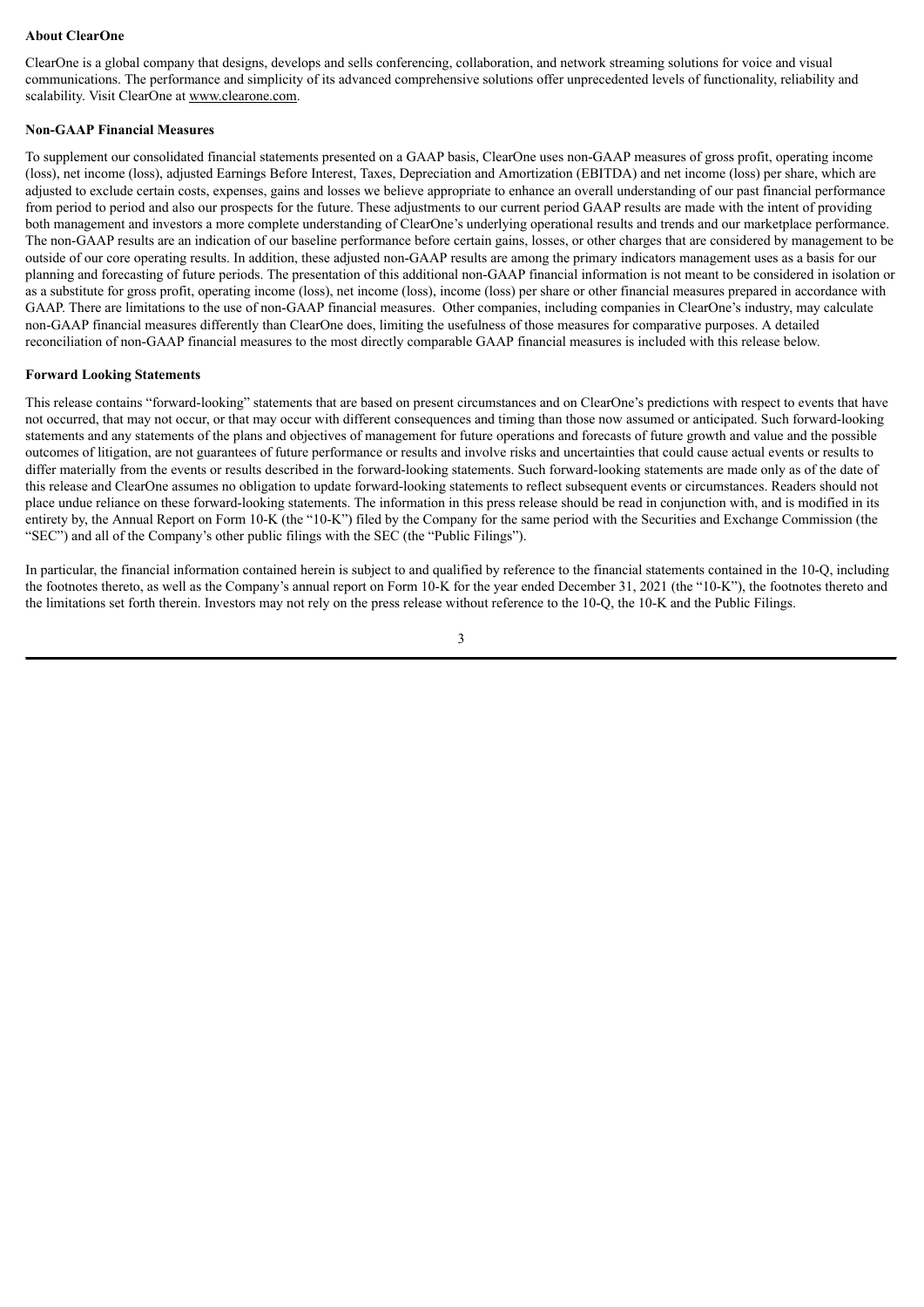**About ClearOne**

ClearOne is a global company that designs, develops and sells conferencing, collaboration, and network streaming solutions for voice and visual communications. The performance and simplicity of its advanced comprehensive solutions offer unprecedented levels of functionality, reliability and scalability. Visit ClearOne at www.clearone.com.

**Non-GAAP Financial Measures**

To supplement our consolidated financial statements presented on a GAAP basis, ClearOne uses non-GAAP measures of gross profit, operating income (loss), net income (loss), adjusted Earnings Before Interest, Taxes, Depreciation and Amortization (EBITDA) and net income (loss) per share, which are adjusted to exclude certain costs, expenses, gains and losses we believe appropriate to enhance an overall understanding of our past financial performance from period to period and also our prospects for the future. These adjustments to our current period GAAP results are made with the intent of providing both management and investors a more complete understanding of ClearOne's underlying operational results and trends and our marketplace performance. The non-GAAP results are an indication of our baseline performance before certain gains, losses, or other charges that are considered by management to be outside of our core operating results. In addition, these adjusted non-GAAP results are among the primary indicators management uses as a basis for our planning and forecasting of future periods. The presentation of this additional non-GAAP financial information is not meant to be considered in isolation or as a substitute for gross profit, operating income (loss), net income (loss), income (loss) per share or other financial measures prepared in accordance with GAAP. There are limitations to the use of non-GAAP financial measures. Other companies, including companies in ClearOne's industry, may calculate non-GAAP financial measures differently than ClearOne does, limiting the usefulness of those measures for comparative purposes. A detailed reconciliation of non-GAAP financial measures to the most directly comparable GAAP financial measures is included with this release below.

**Forward Looking Statements**

This release contains "forward-looking" statements that are based on present circumstances and on ClearOne's predictions with respect to events that have not occurred, that may not occur, or that may occur with different consequences and timing than those now assumed or anticipated. Such forward-looking statements and any statements of the plans and objectives of management for future operations and forecasts of future growth and value and the possible outcomes of litigation, are not guarantees of future performance or results and involve risks and uncertainties that could cause actual events or results to differ materially from the events or results described in the forward-looking statements. Such forward-looking statements are made only as of the date of this release and ClearOne assumes no obligation to update forward-looking statements to reflect subsequent events or circumstances. Readers should not place undue reliance on these forward-looking statements. The information in this press release should be read in conjunction with, and is modified in its entirety by, the Annual Report on Form 10-K (the "10-K") filed by the Company for the same period with the Securities and Exchange Commission (the "SEC") and all of the Company's other public filings with the SEC (the "Public Filings").

In particular, the financial information contained herein is subject to and qualified by reference to the financial statements contained in the 10-Q, including the footnotes thereto, as well as the Company's annual report on Form 10-K for the year ended December 31, 2021 (the "10-K"), the footnotes thereto and the limitations set forth therein. Investors may not rely on the press release without reference to the 10-Q, the 10-K and the Public Filings.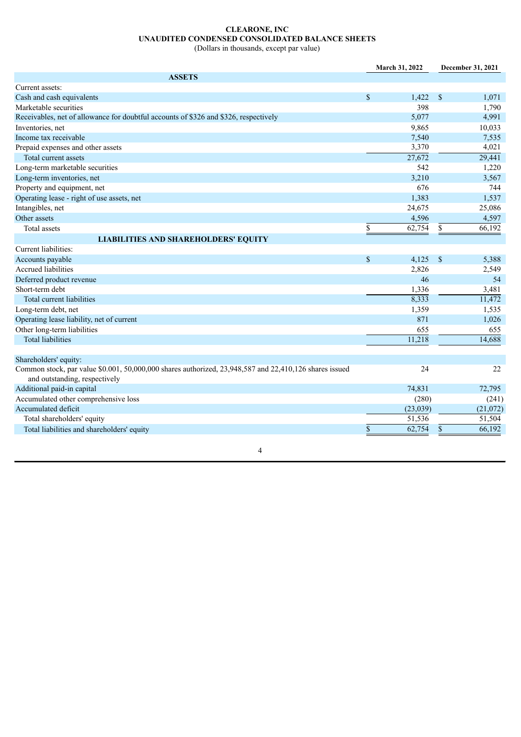**CLEARONE, INC**
**UNAUDITED CONDENSED CONSOLIDATED BALANCE SHEETS**
(Dollars in thousands, except par value)

| | March 31, 2022 | December 31, 2021 |
|---|---|---|
| **ASSETS** | | |
| Current assets: | | |
| Cash and cash equivalents | $ 1,422 | $ 1,071 |
| Marketable securities | 398 | 1,790 |
| Receivables, net of allowance for doubtful accounts of $326 and $326, respectively | 5,077 | 4,991 |
| Inventories, net | 9,865 | 10,033 |
| Income tax receivable | 7,540 | 7,535 |
| Prepaid expenses and other assets | 3,370 | 4,021 |
| Total current assets | 27,672 | 29,441 |
| Long-term marketable securities | 542 | 1,220 |
| Long-term inventories, net | 3,210 | 3,567 |
| Property and equipment, net | 676 | 744 |
| Operating lease - right of use assets, net | 1,383 | 1,537 |
| Intangibles, net | 24,675 | 25,086 |
| Other assets | 4,596 | 4,597 |
| Total assets | $ 62,754 | $ 66,192 |
| **LIABILITIES AND SHAREHOLDERS' EQUITY** | | |
| Current liabilities: | | |
| Accounts payable | $ 4,125 | $ 5,388 |
| Accrued liabilities | 2,826 | 2,549 |
| Deferred product revenue | 46 | 54 |
| Short-term debt | 1,336 | 3,481 |
| Total current liabilities | 8,333 | 11,472 |
| Long-term debt, net | 1,359 | 1,535 |
| Operating lease liability, net of current | 871 | 1,026 |
| Other long-term liabilities | 655 | 655 |
| Total liabilities | 11,218 | 14,688 |
| | | |
| Shareholders' equity: | | |
| Common stock, par value $0.001, 50,000,000 shares authorized, 23,948,587 and 22,410,126 shares issued and outstanding, respectively | 24 | 22 |
| Additional paid-in capital | 74,831 | 72,795 |
| Accumulated other comprehensive loss | (280) | (241) |
| Accumulated deficit | (23,039) | (21,072) |
| Total shareholders' equity | 51,536 | 51,504 |
| Total liabilities and shareholders' equity | $ 62,754 | $ 66,192 |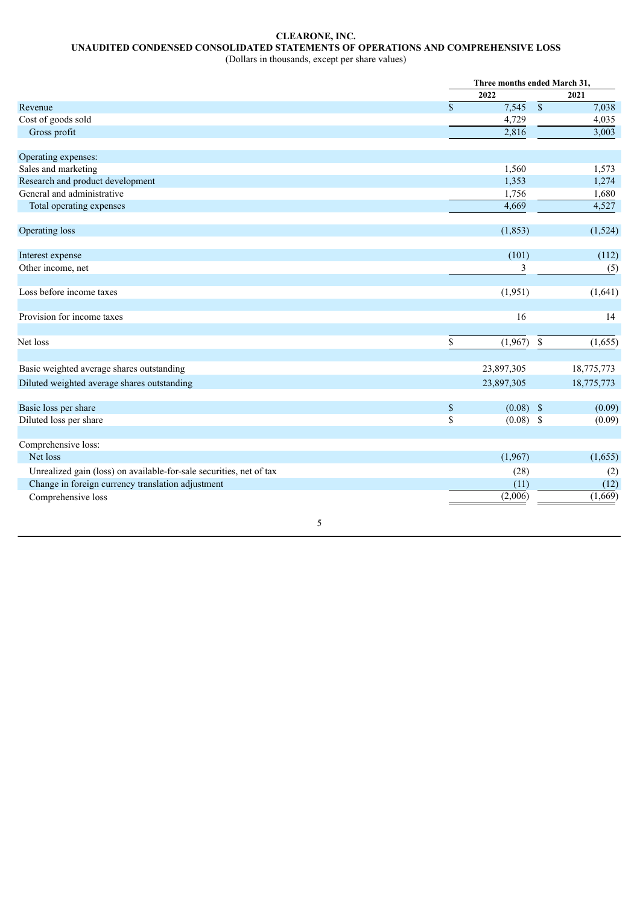**CLEARONE, INC.**
**UNAUDITED CONDENSED CONSOLIDATED STATEMENTS OF OPERATIONS AND COMPREHENSIVE LOSS**
(Dollars in thousands, except per share values)

| | Three months ended March 31, | |
|---|---|---|
| | 2022 | 2021 |
| Revenue | $ 7,545 | $ 7,038 |
| Cost of goods sold | 4,729 | 4,035 |
| Gross profit | 2,816 | 3,003 |
| | | |
| Operating expenses: | | |
| Sales and marketing | 1,560 | 1,573 |
| Research and product development | 1,353 | 1,274 |
| General and administrative | 1,756 | 1,680 |
| Total operating expenses | 4,669 | 4,527 |
| | | |
| Operating loss | (1,853) | (1,524) |
| | | |
| Interest expense | (101) | (112) |
| Other income, net | 3 | (5) |
| | | |
| Loss before income taxes | (1,951) | (1,641) |
| | | |
| Provision for income taxes | 16 | 14 |
| | | |
| Net loss | $ (1,967) | $ (1,655) |
| | | |
| Basic weighted average shares outstanding | 23,897,305 | 18,775,773 |
| Diluted weighted average shares outstanding | 23,897,305 | 18,775,773 |
| | | |
| Basic loss per share | $ (0.08) | $ (0.09) |
| Diluted loss per share | $ (0.08) | $ (0.09) |
| | | |
| Comprehensive loss: | | |
| Net loss | (1,967) | (1,655) |
| Unrealized gain (loss) on available-for-sale securities, net of tax | (28) | (2) |
| Change in foreign currency translation adjustment | (11) | (12) |
| Comprehensive loss | (2,006) | (1,669) |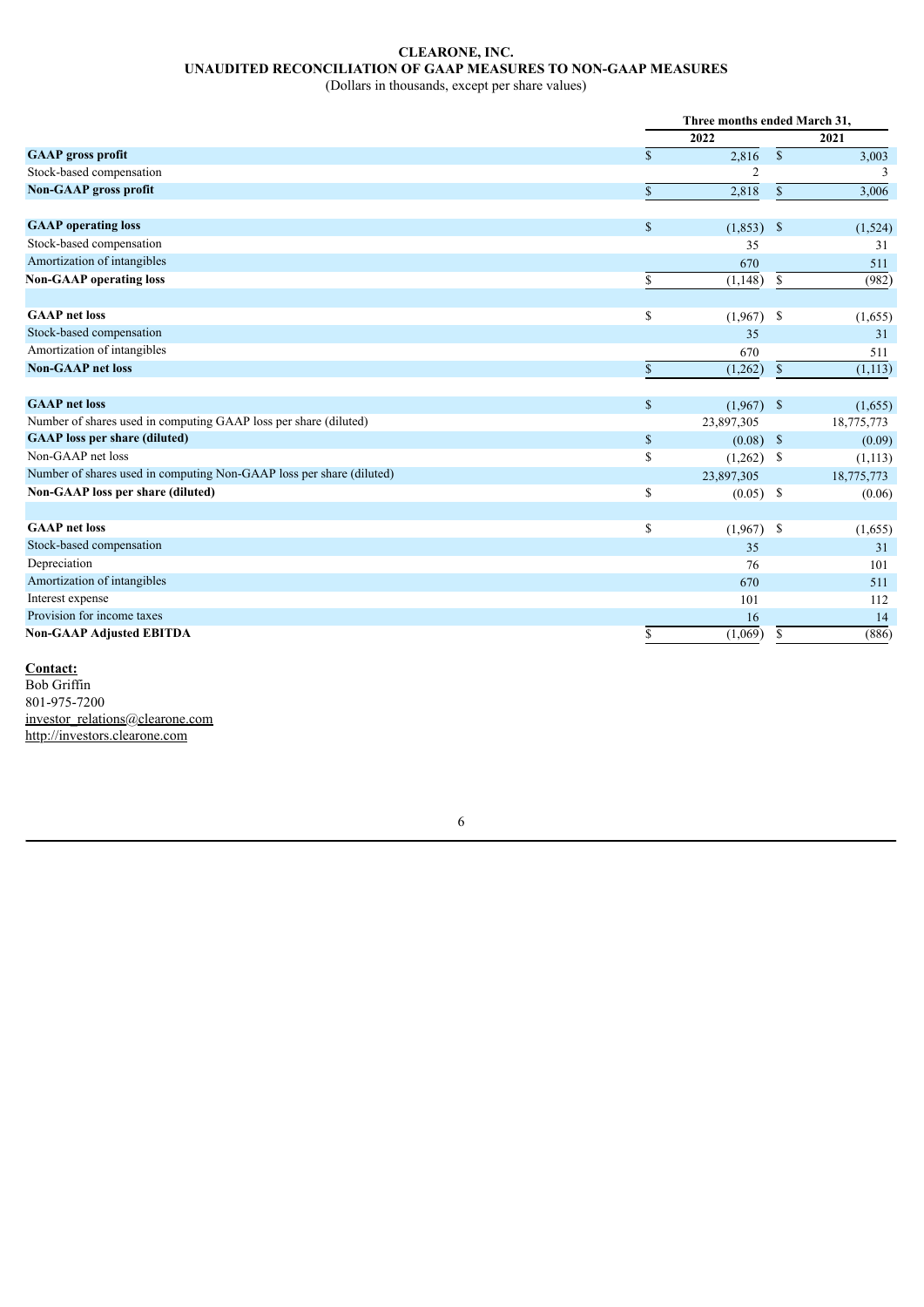**CLEARONE, INC.**
**UNAUDITED RECONCILIATION OF GAAP MEASURES TO NON-GAAP MEASURES**
(Dollars in thousands, except per share values)

| | Three months ended March 31, | |
|---|---|---|
| | 2022 | 2021 |
| **GAAP gross profit** | $ 2,816 | $ 3,003 |
| Stock-based compensation | 2 | 3 |
| **Non-GAAP gross profit** | $ 2,818 | $ 3,006 |
| | | |
| **GAAP operating loss** | $ (1,853) | $ (1,524) |
| Stock-based compensation | 35 | 31 |
| Amortization of intangibles | 670 | 511 |
| **Non-GAAP operating loss** | $ (1,148) | $ (982) |
| | | |
| **GAAP net loss** | $ (1,967) | $ (1,655) |
| Stock-based compensation | 35 | 31 |
| Amortization of intangibles | 670 | 511 |
| **Non-GAAP net loss** | $ (1,262) | $ (1,113) |
| | | |
| **GAAP net loss** | $ (1,967) | $ (1,655) |
| Number of shares used in computing GAAP loss per share (diluted) | 23,897,305 | 18,775,773 |
| **GAAP loss per share (diluted)** | $ (0.08) | $ (0.09) |
| Non-GAAP net loss | $ (1,262) | $ (1,113) |
| Number of shares used in computing Non-GAAP loss per share (diluted) | 23,897,305 | 18,775,773 |
| **Non-GAAP loss per share (diluted)** | $ (0.05) | $ (0.06) |
| | | |
| **GAAP net loss** | $ (1,967) | $ (1,655) |
| Stock-based compensation | 35 | 31 |
| Depreciation | 76 | 101 |
| Amortization of intangibles | 670 | 511 |
| Interest expense | 101 | 112 |
| Provision for income taxes | 16 | 14 |
| **Non-GAAP Adjusted EBITDA** | $ (1,069) | $ (886) |

**Contact:**
Bob Griffin
801-975-7200
investor_relations@clearone.com
http://investors.clearone.com